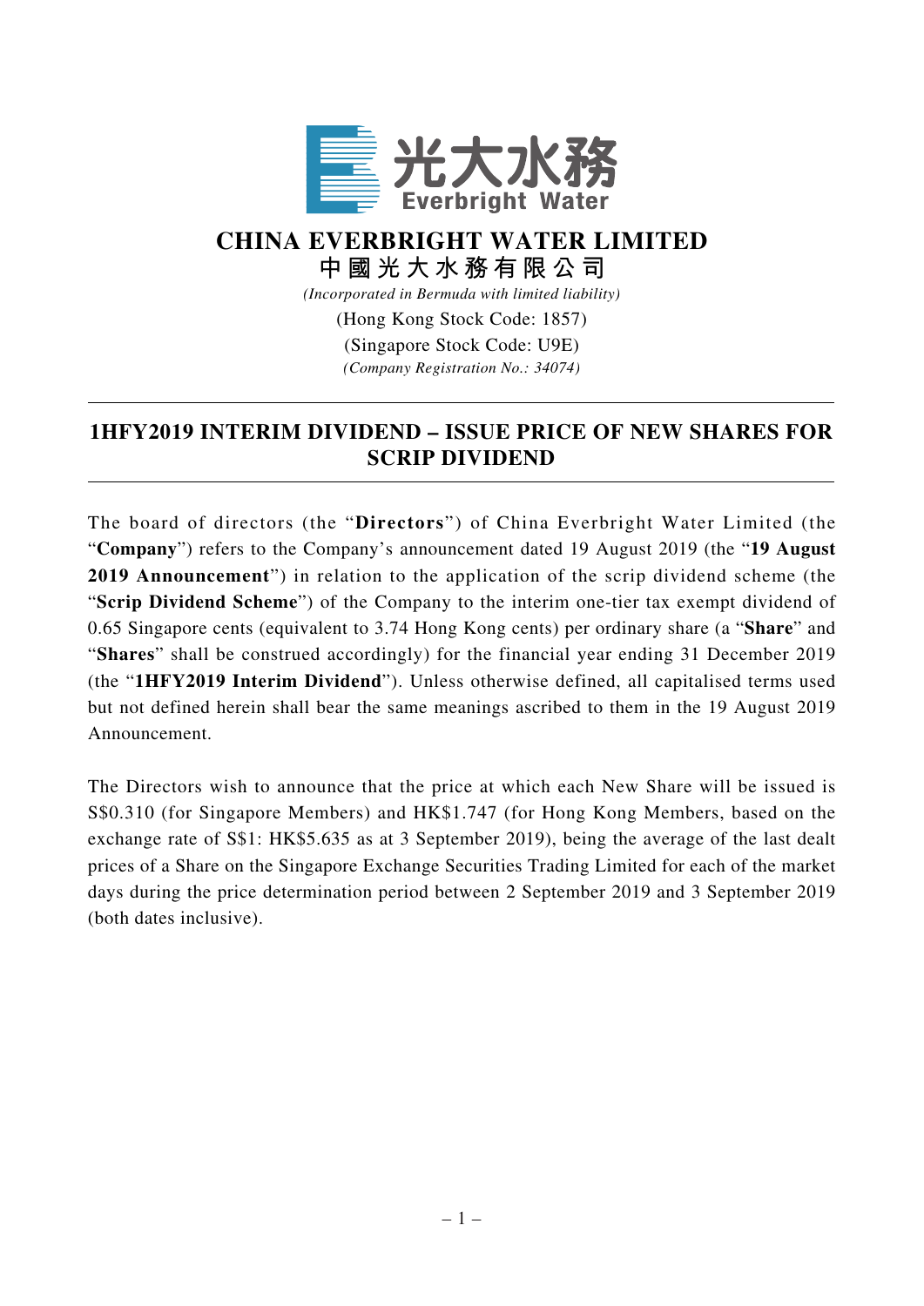光大水務
Everbright Water

# CHINA EVERBRIGHT WATER LIMITED
# 中國光大水務有限公司

*(Incorporated in Bermuda with limited liability)*
(Hong Kong Stock Code: 1857)
(Singapore Stock Code: U9E)
*(Company Registration No.: 34074)*

## 1HFY2019 INTERIM DIVIDEND – ISSUE PRICE OF NEW SHARES FOR SCRIP DIVIDEND

The board of directors (the "**Directors**") of China Everbright Water Limited (the "**Company**") refers to the Company's announcement dated 19 August 2019 (the "**19 August 2019 Announcement**") in relation to the application of the scrip dividend scheme (the "**Scrip Dividend Scheme**") of the Company to the interim one-tier tax exempt dividend of 0.65 Singapore cents (equivalent to 3.74 Hong Kong cents) per ordinary share (a "**Share**" and "**Shares**" shall be construed accordingly) for the financial year ending 31 December 2019 (the "**1HFY2019 Interim Dividend**"). Unless otherwise defined, all capitalised terms used but not defined herein shall bear the same meanings ascribed to them in the 19 August 2019 Announcement.

The Directors wish to announce that the price at which each New Share will be issued is S$0.310 (for Singapore Members) and HK$1.747 (for Hong Kong Members, based on the exchange rate of S$1: HK$5.635 as at 3 September 2019), being the average of the last dealt prices of a Share on the Singapore Exchange Securities Trading Limited for each of the market days during the price determination period between 2 September 2019 and 3 September 2019 (both dates inclusive).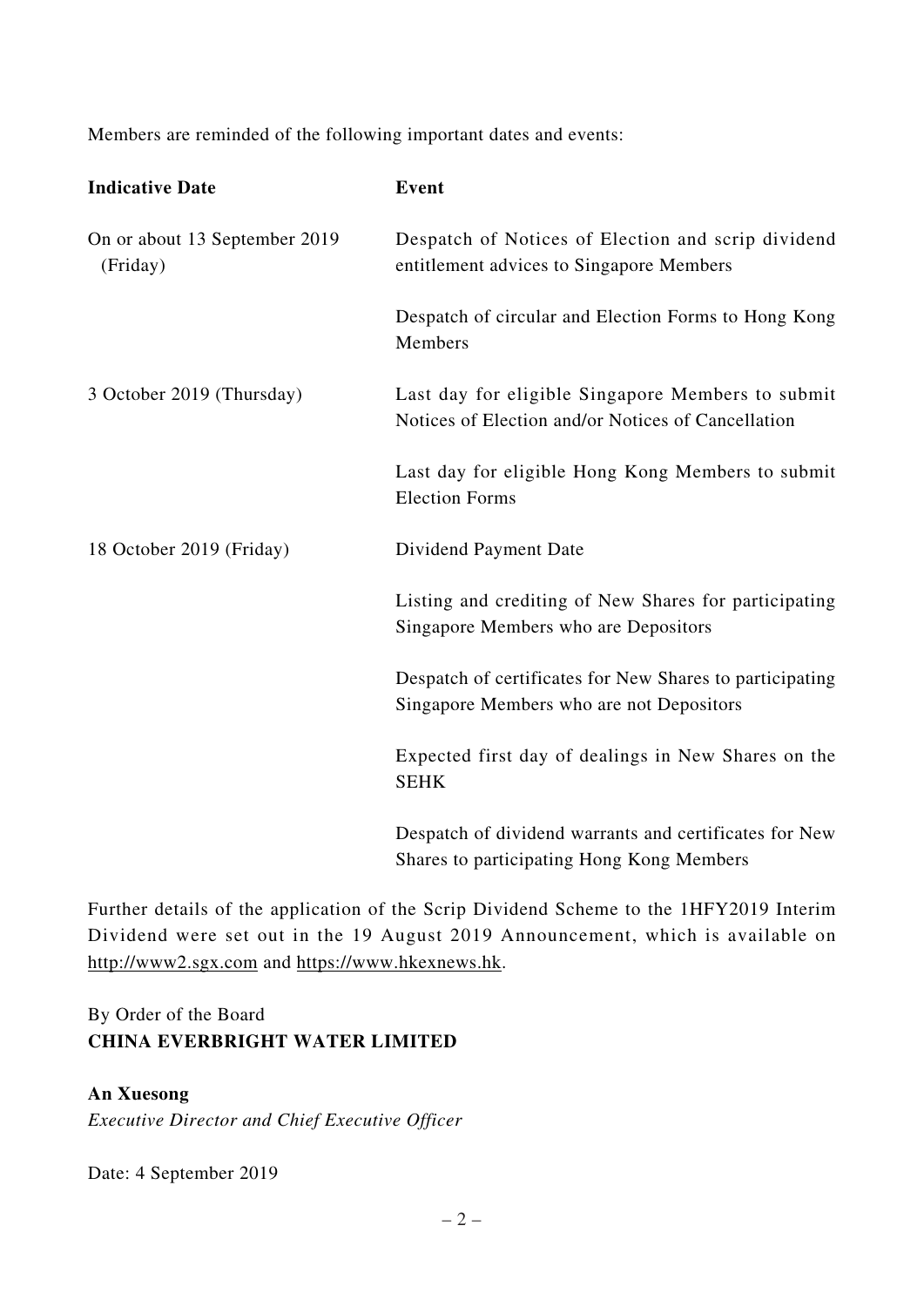Members are reminded of the following important dates and events:

| Indicative Date | Event |
|---|---|
| On or about 13 September 2019 (Friday) | Despatch of Notices of Election and scrip dividend entitlement advices to Singapore Members |
| | Despatch of circular and Election Forms to Hong Kong Members |
| 3 October 2019 (Thursday) | Last day for eligible Singapore Members to submit Notices of Election and/or Notices of Cancellation |
| | Last day for eligible Hong Kong Members to submit Election Forms |
| 18 October 2019 (Friday) | Dividend Payment Date |
| | Listing and crediting of New Shares for participating Singapore Members who are Depositors |
| | Despatch of certificates for New Shares to participating Singapore Members who are not Depositors |
| | Expected first day of dealings in New Shares on the SEHK |
| | Despatch of dividend warrants and certificates for New Shares to participating Hong Kong Members |

Further details of the application of the Scrip Dividend Scheme to the 1HFY2019 Interim Dividend were set out in the 19 August 2019 Announcement, which is available on http://www2.sgx.com and https://www.hkexnews.hk.

By Order of the Board
**CHINA EVERBRIGHT WATER LIMITED**

**An Xuesong**
*Executive Director and Chief Executive Officer*

Date: 4 September 2019